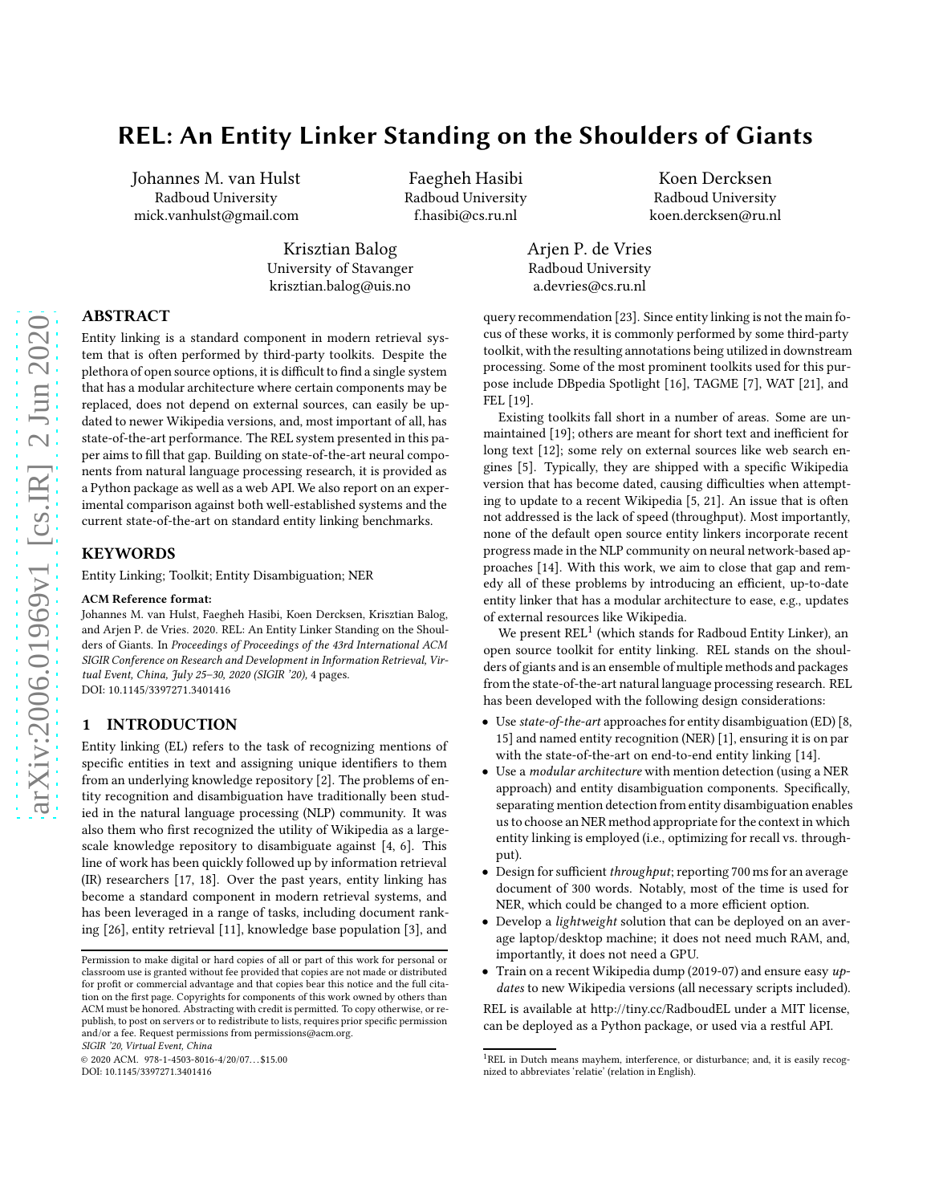# REL: An Entity Linker Standing on the Shoulders of Giants

Johannes M. van Hulst
Radboud University
mick.vanhulst@gmail.com

Faegheh Hasibi
Radboud University
f.hasibi@cs.ru.nl

Koen Dercksen
Radboud University
koen.dercksen@ru.nl

Krisztian Balog
University of Stavanger
krisztian.balog@uis.no

Arjen P. de Vries
Radboud University
a.devries@cs.ru.nl

## ABSTRACT

Entity linking is a standard component in modern retrieval system that is often performed by third-party toolkits. Despite the plethora of open source options, it is difficult to find a single system that has a modular architecture where certain components may be replaced, does not depend on external sources, can easily be updated to newer Wikipedia versions, and, most important of all, has state-of-the-art performance. The REL system presented in this paper aims to fill that gap. Building on state-of-the-art neural components from natural language processing research, it is provided as a Python package as well as a web API. We also report on an experimental comparison against both well-established systems and the current state-of-the-art on standard entity linking benchmarks.

## KEYWORDS

Entity Linking; Toolkit; Entity Disambiguation; NER

**ACM Reference format:**
Johannes M. van Hulst, Faegheh Hasibi, Koen Dercksen, Krisztian Balog, and Arjen P. de Vries. 2020. REL: An Entity Linker Standing on the Shoulders of Giants. In *Proceedings of Proceedings of the 43rd International ACM SIGIR Conference on Research and Development in Information Retrieval, Virtual Event, China, July 25–30, 2020 (SIGIR '20),* 4 pages.
DOI: 10.1145/3397271.3401416

## 1 INTRODUCTION

Entity linking (EL) refers to the task of recognizing mentions of specific entities in text and assigning unique identifiers to them from an underlying knowledge repository [2]. The problems of entity recognition and disambiguation have traditionally been studied in the natural language processing (NLP) community. It was also them who first recognized the utility of Wikipedia as a large-scale knowledge repository to disambiguate against [4, 6]. This line of work has been quickly followed up by information retrieval (IR) researchers [17, 18]. Over the past years, entity linking has become a standard component in modern retrieval systems, and has been leveraged in a range of tasks, including document ranking [26], entity retrieval [11], knowledge base population [3], and query recommendation [23]. Since entity linking is not the main focus of these works, it is commonly performed by some third-party toolkit, with the resulting annotations being utilized in downstream processing. Some of the most prominent toolkits used for this purpose include DBpedia Spotlight [16], TAGME [7], WAT [21], and FEL [19].

Existing toolkits fall short in a number of areas. Some are unmaintained [19]; others are meant for short text and inefficient for long text [12]; some rely on external sources like web search engines [5]. Typically, they are shipped with a specific Wikipedia version that has become dated, causing difficulties when attempting to update to a recent Wikipedia [5, 21]. An issue that is often not addressed is the lack of speed (throughput). Most importantly, none of the default open source entity linkers incorporate recent progress made in the NLP community on neural network-based approaches [14]. With this work, we aim to close that gap and remedy all of these problems by introducing an efficient, up-to-date entity linker that has a modular architecture to ease, e.g., updates of external resources like Wikipedia.

We present REL[1] (which stands for Radboud Entity Linker), an open source toolkit for entity linking. REL stands on the shoulders of giants and is an ensemble of multiple methods and packages from the state-of-the-art natural language processing research. REL has been developed with the following design considerations:

- Use *state-of-the-art* approaches for entity disambiguation (ED) [8, 15] and named entity recognition (NER) [1], ensuring it is on par with the state-of-the-art on end-to-end entity linking [14].
- Use a *modular architecture* with mention detection (using a NER approach) and entity disambiguation components. Specifically, separating mention detection from entity disambiguation enables us to choose an NER method appropriate for the context in which entity linking is employed (i.e., optimizing for recall vs. throughput).
- Design for sufficient *throughput*; reporting 700 ms for an average document of 300 words. Notably, most of the time is used for NER, which could be changed to a more efficient option.
- Develop a *lightweight* solution that can be deployed on an average laptop/desktop machine; it does not need much RAM, and, importantly, it does not need a GPU.
- Train on a recent Wikipedia dump (2019-07) and ensure easy *updates* to new Wikipedia versions (all necessary scripts included).

REL is available at http://tiny.cc/RadboudEL under a MIT license, can be deployed as a Python package, or used via a restful API.

[1] REL in Dutch means mayhem, interference, or disturbance; and, it is easily recognized to abbreviates 'relatie' (relation in English).

Permission to make digital or hard copies of all or part of this work for personal or classroom use is granted without fee provided that copies are not made or distributed for profit or commercial advantage and that copies bear this notice and the full citation on the first page. Copyrights for components of this work owned by others than ACM must be honored. Abstracting with credit is permitted. To copy otherwise, or republish, to post on servers or to redistribute to lists, requires prior specific permission and/or a fee. Request permissions from permissions@acm.org.
*SIGIR '20, Virtual Event, China*
© 2020 ACM. 978-1-4503-8016-4/20/07…$15.00
DOI: 10.1145/3397271.3401416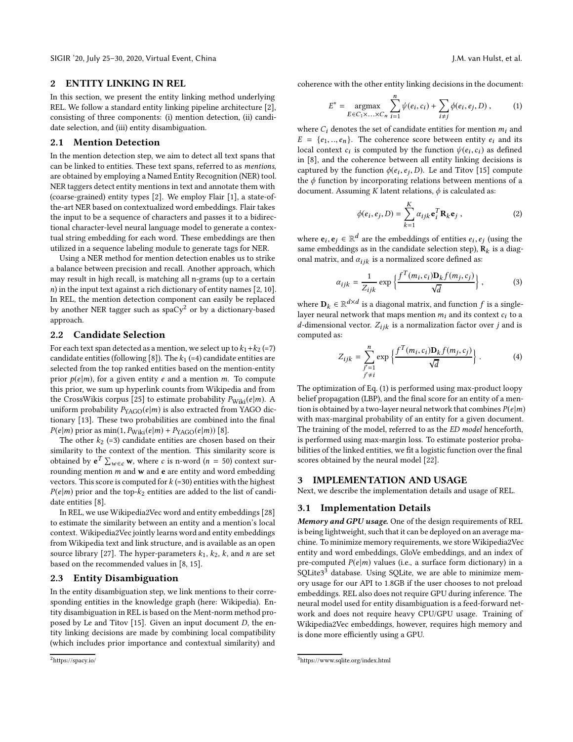## 2 ENTITY LINKING IN REL

In this section, we present the entity linking method underlying REL. We follow a standard entity linking pipeline architecture [2], consisting of three components: (i) mention detection, (ii) candidate selection, and (iii) entity disambiguation.

### 2.1 Mention Detection

In the mention detection step, we aim to detect all text spans that can be linked to entities. These text spans, referred to as *mentions*, are obtained by employing a Named Entity Recognition (NER) tool. NER taggers detect entity mentions in text and annotate them with (coarse-grained) entity types [2]. We employ Flair [1], a state-of-the-art NER based on contextualized word embeddings. Flair takes the input to be a sequence of characters and passes it to a bidirectional character-level neural language model to generate a contextual string embedding for each word. These embeddings are then utilized in a sequence labeling module to generate tags for NER.

Using a NER method for mention detection enables us to strike a balance between precision and recall. Another approach, which may result in high recall, is matching all n-grams (up to a certain $n$) in the input text against a rich dictionary of entity names [2, 10]. In REL, the mention detection component can easily be replaced by another NER tagger such as spaCy[2] or by a dictionary-based approach.

### 2.2 Candidate Selection

For each text span detected as a mention, we select up to $k_1+k_2$ (=7) candidate entities (following [8]). The $k_1$ (=4) candidate entities are selected from the top ranked entities based on the mention-entity prior $p(e|m)$, for a given entity $e$ and a mention $m$. To compute this prior, we sum up hyperlink counts from Wikipedia and from the CrossWikis corpus [25] to estimate probability $P_{\text{Wiki}}(e|m)$. A uniform probability $P_{\text{YAGO}}(e|m)$ is also extracted from YAGO dictionary [13]. These two probabilities are combined into the final $P(e|m)$ prior as $\min(1, P_{\text{Wiki}}(e|m) + P_{\text{YAGO}}(e|m))$ [8].

The other $k_2$ (=3) candidate entities are chosen based on their similarity to the context of the mention. This similarity score is obtained by $\mathbf{e}^T \sum_{w \in c} \mathbf{w}$, where $c$ is n-word ($n = 50$) context surrounding mention $m$ and $\mathbf{w}$ and $\mathbf{e}$ are entity and word embedding vectors. This score is computed for $k$ (=30) entities with the highest $P(e|m)$ prior and the top-$k_2$ entities are added to the list of candidate entities [8].

In REL, we use Wikipedia2Vec word and entity embeddings [28] to estimate the similarity between an entity and a mention's local context. Wikipedia2Vec jointly learns word and entity embeddings from Wikipedia text and link structure, and is available as an open source library [27]. The hyper-parameters $k_1$, $k_2$, $k$, and $n$ are set based on the recommended values in [8, 15].

### 2.3 Entity Disambiguation

In the entity disambiguation step, we link mentions to their corresponding entities in the knowledge graph (here: Wikipedia). Entity disambiguation in REL is based on the Ment-norm method proposed by Le and Titov [15]. Given an input document $D$, the entity linking decisions are made by combining local compatibility (which includes prior importance and contextual similarity) and coherence with the other entity linking decisions in the document:

$$E^* = \underset{E \in C_1 \times \ldots \times C_n}{\operatorname{argmax}} \sum_{i=1}^{n} \psi(e_i, c_i) + \sum_{i \neq j} \phi(e_i, e_j, D) \,, \tag{1}$$

where $C_i$ denotes the set of candidate entities for mention $m_i$ and $E = \{e_1, .., e_n\}$. The coherence score between entity $e_i$ and its local context $c_i$ is computed by the function $\psi(e_i, c_i)$ as defined in [8], and the coherence between all entity linking decisions is captured by the function $\phi(e_i, e_j, D)$. Le and Titov [15] compute the $\phi$ function by incorporating relations between mentions of a document. Assuming $K$ latent relations, $\phi$ is calculated as:

$$\phi(e_i, e_j, D) = \sum_{k=1}^{K} \alpha_{ijk} \mathbf{e}_i^T \mathbf{R}_k \mathbf{e}_j \,, \tag{2}$$

where $\mathbf{e}_i, \mathbf{e}_j \in \mathbb{R}^d$ are the embeddings of entities $e_i, e_j$ (using the same embeddings as in the candidate selection step), $\mathbf{R}_k$ is a diagonal matrix, and $\alpha_{ijk}$ is a normalized score defined as:

$$\alpha_{ijk} = \frac{1}{Z_{ijk}} \exp\left\{ \frac{f^T(m_i, c_i) \mathbf{D}_k f(m_j, c_j)}{\sqrt{d}} \right\} , \tag{3}$$

where $\mathbf{D}_k \in \mathbb{R}^{d \times d}$ is a diagonal matrix, and function $f$ is a single-layer neural network that maps mention $m_i$ and its context $c_i$ to a $d$-dimensional vector. $Z_{ijk}$ is a normalization factor over $j$ and is computed as:

$$Z_{ijk} = \sum_{\substack{j'=1 \\ j' \neq i}}^{n} \exp\left\{ \frac{f^T(m_i, c_i) \mathbf{D}_k f(m_j, c_j)}{\sqrt{d}} \right\} . \tag{4}$$

The optimization of Eq. (1) is performed using max-product loopy belief propagation (LBP), and the final score for an entity of a mention is obtained by a two-layer neural network that combines $P(e|m)$ with max-marginal probability of an entity for a given document. The training of the model, referred to as the *ED model* henceforth, is performed using max-margin loss. To estimate posterior probabilities of the linked entities, we fit a logistic function over the final scores obtained by the neural model [22].

## 3 IMPLEMENTATION AND USAGE

Next, we describe the implementation details and usage of REL.

### 3.1 Implementation Details

***Memory and GPU usage.*** One of the design requirements of REL is being lightweight, such that it can be deployed on an average machine. To minimize memory requirements, we store Wikipedia2Vec entity and word embeddings, GloVe embeddings, and an index of pre-computed $P(e|m)$ values (i.e., a surface form dictionary) in a SQLite3[3] database. Using SQLite, we are able to minimize memory usage for our API to 1.8GB if the user chooses to not preload embeddings. REL also does not require GPU during inference. The neural model used for entity disambiguation is a feed-forward network and does not require heavy CPU/GPU usage. Training of Wikipedia2Vec embeddings, however, requires high memory and is done more efficiently using a GPU.

[2] https://spacy.io/

[3] https://www.sqlite.org/index.html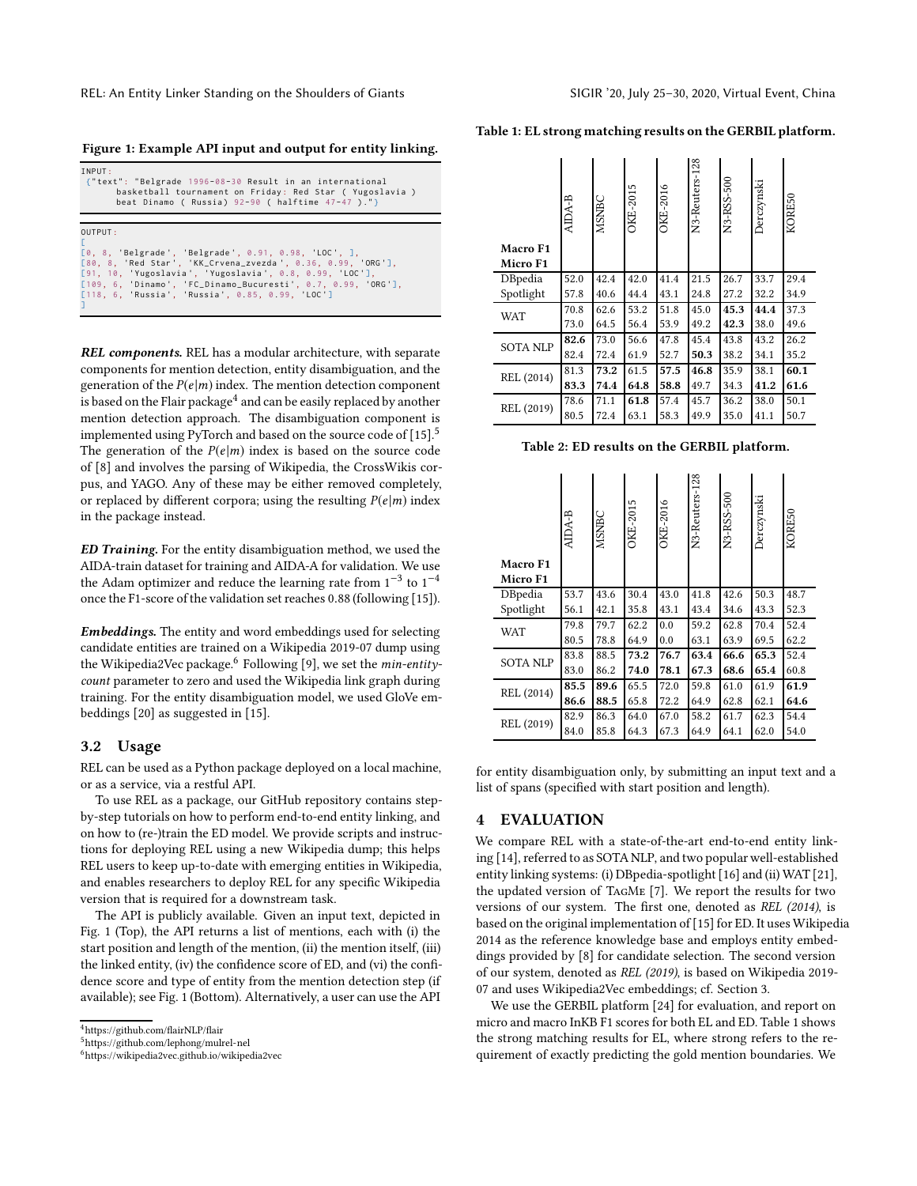**Figure 1: Example API input and output for entity linking.**

```
INPUT:
 {"text": "Belgrade 1996-08-30 Result in an international
      basketball tournament on Friday: Red Star ( Yugoslavia )
      beat Dinamo ( Russia) 92-90 ( halftime 47-47 )."}
```

```
OUTPUT:
[
[0, 8, 'Belgrade', 'Belgrade', 0.91, 0.98, 'LOC', ],
[80, 8, 'Red Star', 'KK_Crvena_zvezda', 0.36, 0.99, 'ORG'],
[91, 10, 'Yugoslavia', 'Yugoslavia', 0.8, 0.99, 'LOC'],
[109, 6, 'Dinamo', 'FC_Dinamo_Bucuresti', 0.7, 0.99, 'ORG'],
[118, 6, 'Russia', 'Russia', 0.85, 0.99, 'LOC']
]
```

***REL components.*** REL has a modular architecture, with separate components for mention detection, entity disambiguation, and the generation of the $P(e|m)$ index. The mention detection component is based on the Flair package[4] and can be easily replaced by another mention detection approach. The disambiguation component is implemented using PyTorch and based on the source code of [15].[5] The generation of the $P(e|m)$ index is based on the source code of [8] and involves the parsing of Wikipedia, the CrossWikis corpus, and YAGO. Any of these may be either removed completely, or replaced by different corpora; using the resulting $P(e|m)$ index in the package instead.

***ED Training.*** For the entity disambiguation method, we used the AIDA-train dataset for training and AIDA-A for validation. We use the Adam optimizer and reduce the learning rate from $1^{-3}$ to $1^{-4}$ once the F1-score of the validation set reaches 0.88 (following [15]).

***Embeddings.*** The entity and word embeddings used for selecting candidate entities are trained on a Wikipedia 2019-07 dump using the Wikipedia2Vec package.[6] Following [9], we set the *min-entity-count* parameter to zero and used the Wikipedia link graph during training. For the entity disambiguation model, we used GloVe embeddings [20] as suggested in [15].

## 3.2 Usage

REL can be used as a Python package deployed on a local machine, or as a service, via a restful API.

To use REL as a package, our GitHub repository contains step-by-step tutorials on how to perform end-to-end entity linking, and on how to (re-)train the ED model. We provide scripts and instructions for deploying REL using a new Wikipedia dump; this helps REL users to keep up-to-date with emerging entities in Wikipedia, and enables researchers to deploy REL for any specific Wikipedia version that is required for a downstream task.

The API is publicly available. Given an input text, depicted in Fig. 1 (Top), the API returns a list of mentions, each with (i) the start position and length of the mention, (ii) the mention itself, (iii) the linked entity, (iv) the confidence score of ED, and (vi) the confidence score and type of entity from the mention detection step (if available); see Fig. 1 (Bottom). Alternatively, a user can use the API for entity disambiguation only, by submitting an input text and a list of spans (specified with start position and length).

[4] https://github.com/flairNLP/flair

[5] https://github.com/lephong/mulrel-nel

[6] https://wikipedia2vec.github.io/wikipedia2vec

**Table 1: EL strong matching results on the GERBIL platform.**

| Macro F1 / Micro F1 | AIDA-B | MSNBC | OKE-2015 | OKE-2016 | N3-Reuters-128 | N3-RSS-500 | Derczynski | KORE50 |
|---|---|---|---|---|---|---|---|---|
| DBpedia Spotlight | 52.0 | 42.4 | 42.0 | 41.4 | 21.5 | 26.7 | 33.7 | 29.4 |
| | 57.8 | 40.6 | 44.4 | 43.1 | 24.8 | 27.2 | 32.2 | 34.9 |
| WAT | 70.8 | 62.6 | 53.2 | 51.8 | 45.0 | **45.3** | **44.4** | 37.3 |
| | 73.0 | 64.5 | 56.4 | 53.9 | 49.2 | **42.3** | 38.0 | 49.6 |
| SOTA NLP | **82.6** | 73.0 | 56.6 | 47.8 | 45.4 | 43.8 | 43.2 | 26.2 |
| | 82.4 | 72.4 | 61.9 | 52.7 | **50.3** | 38.2 | 34.1 | 35.2 |
| REL (2014) | 81.3 | **73.2** | 61.5 | **57.5** | **46.8** | 35.9 | 38.1 | **60.1** |
| | **83.3** | **74.4** | **64.8** | **58.8** | 49.7 | 34.3 | **41.2** | **61.6** |
| REL (2019) | 78.6 | 71.1 | **61.8** | 57.4 | 45.7 | 36.2 | 38.0 | 50.1 |
| | 80.5 | 72.4 | 63.1 | 58.3 | 49.9 | 35.0 | 41.1 | 50.7 |

**Table 2: ED results on the GERBIL platform.**

| Macro F1 / Micro F1 | AIDA-B | MSNBC | OKE-2015 | OKE-2016 | N3-Reuters-128 | N3-RSS-500 | Derczynski | KORE50 |
|---|---|---|---|---|---|---|---|---|
| DBpedia Spotlight | 53.7 | 43.6 | 30.4 | 43.0 | 41.8 | 42.6 | 50.3 | 48.7 |
| | 56.1 | 42.1 | 35.8 | 43.1 | 43.4 | 34.6 | 43.3 | 52.3 |
| WAT | 79.8 | 79.7 | 62.2 | 0.0 | 59.2 | 62.8 | 70.4 | 52.4 |
| | 80.5 | 78.8 | 64.9 | 0.0 | 63.1 | 63.9 | 69.5 | 62.2 |
| SOTA NLP | 83.8 | 88.5 | **73.2** | **76.7** | **63.4** | **66.6** | **65.3** | 52.4 |
| | 83.0 | 86.2 | **74.0** | **78.1** | **67.3** | **68.6** | **65.4** | 60.8 |
| REL (2014) | **85.5** | **89.6** | 65.5 | 72.0 | 59.8 | 61.0 | 61.9 | **61.9** |
| | **86.6** | **88.5** | 65.8 | 72.2 | 64.9 | 62.8 | 62.1 | **64.6** |
| REL (2019) | 82.9 | 86.3 | 64.0 | 67.0 | 58.2 | 61.7 | 62.3 | 54.4 |
| | 84.0 | 85.8 | 64.3 | 67.3 | 64.9 | 64.1 | 62.0 | 54.0 |

# 4 EVALUATION

We compare REL with a state-of-the-art end-to-end entity linking [14], referred to as SOTA NLP, and two popular well-established entity linking systems: (i) DBpedia-spotlight [16] and (ii) WAT [21], the updated version of TagMe [7]. We report the results for two versions of our system. The first one, denoted as *REL (2014)*, is based on the original implementation of [15] for ED. It uses Wikipedia 2014 as the reference knowledge base and employs entity embeddings provided by [8] for candidate selection. The second version of our system, denoted as *REL (2019)*, is based on Wikipedia 2019-07 and uses Wikipedia2Vec embeddings; cf. Section 3.

We use the GERBIL platform [24] for evaluation, and report on micro and macro InKB F1 scores for both EL and ED. Table 1 shows the strong matching results for EL, where strong refers to the requirement of exactly predicting the gold mention boundaries. We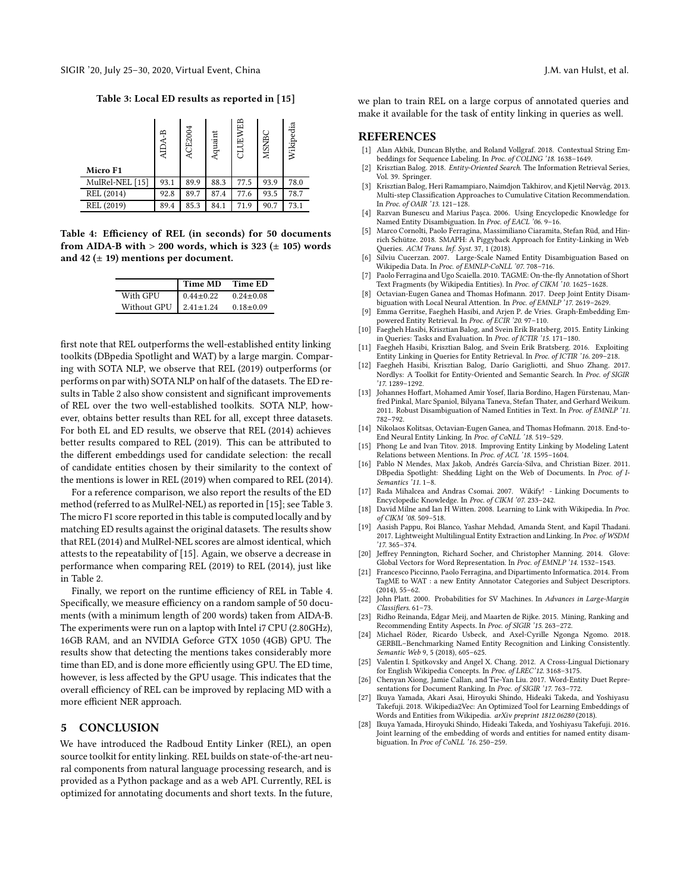**Table 3: Local ED results as reported in [15]**

| Micro F1 | AIDA-B | ACE2004 | Aquaint | CLUEWEB | MSNBC | Wikipedia |
|---|---|---|---|---|---|---|
| MulRel-NEL [15] | 93.1 | 89.9 | 88.3 | 77.5 | 93.9 | 78.0 |
| REL (2014) | 92.8 | 89.7 | 87.4 | 77.6 | 93.5 | 78.7 |
| REL (2019) | 89.4 | 85.3 | 84.1 | 71.9 | 90.7 | 73.1 |

**Table 4: Efficiency of REL (in seconds) for 50 documents from AIDA-B with > 200 words, which is 323 (± 105) words and 42 (± 19) mentions per document.**

| | Time MD | Time ED |
|---|---|---|
| With GPU | 0.44±0.22 | 0.24±0.08 |
| Without GPU | 2.41±1.24 | 0.18±0.09 |

first note that REL outperforms the well-established entity linking toolkits (DBpedia Spotlight and WAT) by a large margin. Comparing with SOTA NLP, we observe that REL (2019) outperforms (or performs on par with) SOTA NLP on half of the datasets. The ED results in Table 2 also show consistent and significant improvements of REL over the two well-established toolkits. SOTA NLP, however, obtains better results than REL for all, except three datasets. For both EL and ED results, we observe that REL (2014) achieves better results compared to REL (2019). This can be attributed to the different embeddings used for candidate selection: the recall of candidate entities chosen by their similarity to the context of the mentions is lower in REL (2019) when compared to REL (2014).

For a reference comparison, we also report the results of the ED method (referred to as MulRel-NEL) as reported in [15]; see Table 3. The micro F1 score reported in this table is computed locally and by matching ED results against the original datasets. The results show that REL (2014) and MulRel-NEL scores are almost identical, which attests to the repeatability of [15]. Again, we observe a decrease in performance when comparing REL (2019) to REL (2014), just like in Table 2.

Finally, we report on the runtime efficiency of REL in Table 4. Specifically, we measure efficiency on a random sample of 50 documents (with a minimum length of 200 words) taken from AIDA-B. The experiments were run on a laptop with Intel i7 CPU (2.80GHz), 16GB RAM, and an NVIDIA Geforce GTX 1050 (4GB) GPU. The results show that detecting the mentions takes considerably more time than ED, and is done more efficiently using GPU. The ED time, however, is less affected by the GPU usage. This indicates that the overall efficiency of REL can be improved by replacing MD with a more efficient NER approach.

## 5 CONCLUSION

We have introduced the Radboud Entity Linker (REL), an open source toolkit for entity linking. REL builds on state-of-the-art neural components from natural language processing research, and is provided as a Python package and as a web API. Currently, REL is optimized for annotating documents and short texts. In the future, we plan to train REL on a large corpus of annotated queries and make it available for the task of entity linking in queries as well.

## REFERENCES

[1] Alan Akbik, Duncan Blythe, and Roland Vollgraf. 2018. Contextual String Embeddings for Sequence Labeling. In *Proc. of COLING '18*. 1638–1649.

[2] Krisztian Balog. 2018. *Entity-Oriented Search*. The Information Retrieval Series, Vol. 39. Springer.

[3] Krisztian Balog, Heri Ramampiaro, Naimdjon Takhirov, and Kjetil Nørvåg. 2013. Multi-step Classification Approaches to Cumulative Citation Recommendation. In *Proc. of OAIR '13*. 121–128.

[4] Razvan Bunescu and Marius Paşca. 2006. Using Encyclopedic Knowledge for Named Entity Disambiguation. In *Proc. of EACL '06*. 9–16.

[5] Marco Cornolti, Paolo Ferragina, Massimiliano Ciaramita, Stefan Rüd, and Hinrich Schütze. 2018. SMAPH: A Piggyback Approach for Entity-Linking in Web Queries. *ACM Trans. Inf. Syst.* 37, 1 (2018).

[6] Silviu Cucerzan. 2007. Large-Scale Named Entity Disambiguation Based on Wikipedia Data. In *Proc. of EMNLP-CoNLL '07*. 708–716.

[7] Paolo Ferragina and Ugo Scaiella. 2010. TAGME: On-the-fly Annotation of Short Text Fragments (by Wikipedia Entities). In *Proc. of CIKM '10*. 1625–1628.

[8] Octavian-Eugen Ganea and Thomas Hofmann. 2017. Deep Joint Entity Disambiguation with Local Neural Attention. In *Proc. of EMNLP '17*. 2619–2629.

[9] Emma Gerritse, Faegheh Hasibi, and Arjen P. de Vries. Graph-Embedding Empowered Entity Retrieval. In *Proc. of ECIR '20*. 97–110.

[10] Faegheh Hasibi, Krisztian Balog, and Svein Erik Bratsberg. 2015. Entity Linking in Queries: Tasks and Evaluation. In *Proc. of ICTIR '15*. 171–180.

[11] Faegheh Hasibi, Krisztian Balog, and Svein Erik Bratsberg. 2016. Exploiting Entity Linking in Queries for Entity Retrieval. In *Proc. of ICTIR '16*. 209–218.

[12] Faegheh Hasibi, Krisztian Balog, Darío Garigliotti, and Shuo Zhang. 2017. Nordlys: A Toolkit for Entity-Oriented and Semantic Search. In *Proc. of SIGIR '17*. 1289–1292.

[13] Johannes Hoffart, Mohamed Amir Yosef, Ilaria Bordino, Hagen Fürstenau, Manfred Pinkal, Marc Spaniol, Bilyana Taneva, Stefan Thater, and Gerhard Weikum. 2011. Robust Disambiguation of Named Entities in Text. In *Proc. of EMNLP '11*. 782–792.

[14] Nikolaos Kolitsas, Octavian-Eugen Ganea, and Thomas Hofmann. 2018. End-to-End Neural Entity Linking. In *Proc. of CoNLL '18*. 519–529.

[15] Phong Le and Ivan Titov. 2018. Improving Entity Linking by Modeling Latent Relations between Mentions. In *Proc. of ACL '18*. 1595–1604.

[16] Pablo N Mendes, Max Jakob, Andrés García-Silva, and Christian Bizer. 2011. DBpedia Spotlight: Shedding Light on the Web of Documents. In *Proc. of I-Semantics '11*. 1–8.

[17] Rada Mihalcea and Andras Csomai. 2007. Wikify! - Linking Documents to Encyclopedic Knowledge. In *Proc. of CIKM '07*. 233–242.

[18] David Milne and Ian H Witten. 2008. Learning to Link with Wikipedia. In *Proc. of CIKM '08*. 509–518.

[19] Aasish Pappu, Roi Blanco, Yashar Mehdad, Amanda Stent, and Kapil Thadani. 2017. Lightweight Multilingual Entity Extraction and Linking. In *Proc. of WSDM '17*. 365–374.

[20] Jeffrey Pennington, Richard Socher, and Christopher Manning. 2014. Glove: Global Vectors for Word Representation. In *Proc. of EMNLP '14*. 1532–1543.

[21] Francesco Piccinno, Paolo Ferragina, and Dipartimento Informatica. 2014. From TagME to WAT : a new Entity Annotator Categories and Subject Descriptors. (2014), 55–62.

[22] John Platt. 2000. Probabilities for SV Machines. In *Advances in Large-Margin Classifiers*. 61–73.

[23] Ridho Reinanda, Edgar Meij, and Maarten de Rijke. 2015. Mining, Ranking and Recommending Entity Aspects. In *Proc. of SIGIR '15*. 263–272.

[24] Michael Röder, Ricardo Usbeck, and Axel-Cyrille Ngonga Ngomo. 2018. GERBIL–Benchmarking Named Entity Recognition and Linking Consistently. *Semantic Web* 9, 5 (2018), 605–625.

[25] Valentin I. Spitkovsky and Angel X. Chang. 2012. A Cross-Lingual Dictionary for English Wikipedia Concepts. In *Proc. of LREC'12*. 3168–3175.

[26] Chenyan Xiong, Jamie Callan, and Tie-Yan Liu. 2017. Word-Entity Duet Representations for Document Ranking. In *Proc. of SIGIR '17*. 763–772.

[27] Ikuya Yamada, Akari Asai, Hiroyuki Shindo, Hideaki Takeda, and Yoshiyasu Takefuji. 2018. Wikipedia2Vec: An Optimized Tool for Learning Embeddings of Words and Entities from Wikipedia. *arXiv preprint 1812.06280* (2018).

[28] Ikuya Yamada, Hiroyuki Shindo, Hideaki Takeda, and Yoshiyasu Takefuji. 2016. Joint learning of the embedding of words and entities for named entity disambiguation. In *Proc of CoNLL '16*. 250–259.